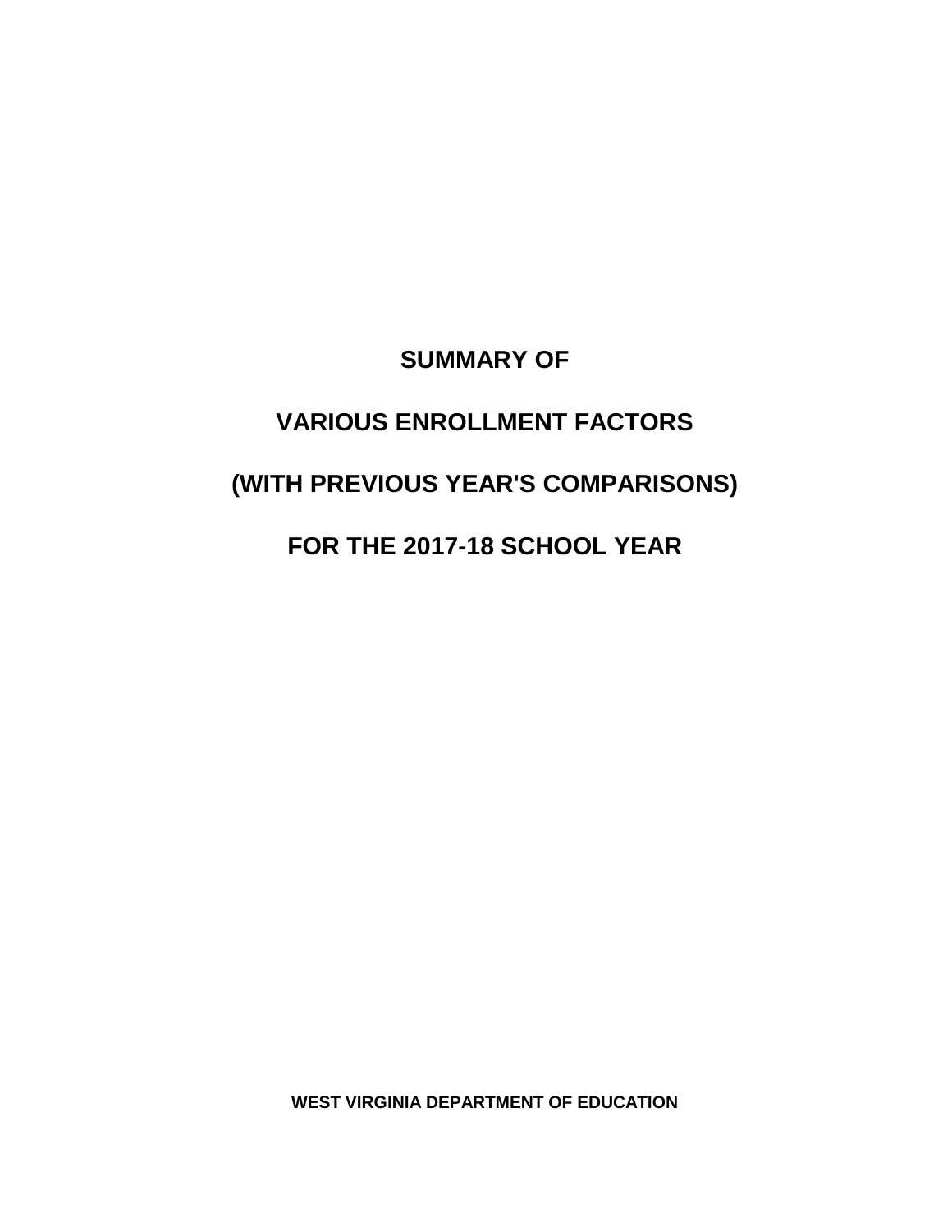# SUMMARY OF

# VARIOUS ENROLLMENT FACTORS

# (WITH PREVIOUS YEAR'S COMPARISONS)

# FOR THE 2017-18 SCHOOL YEAR

**WEST VIRGINIA DEPARTMENT OF EDUCATION**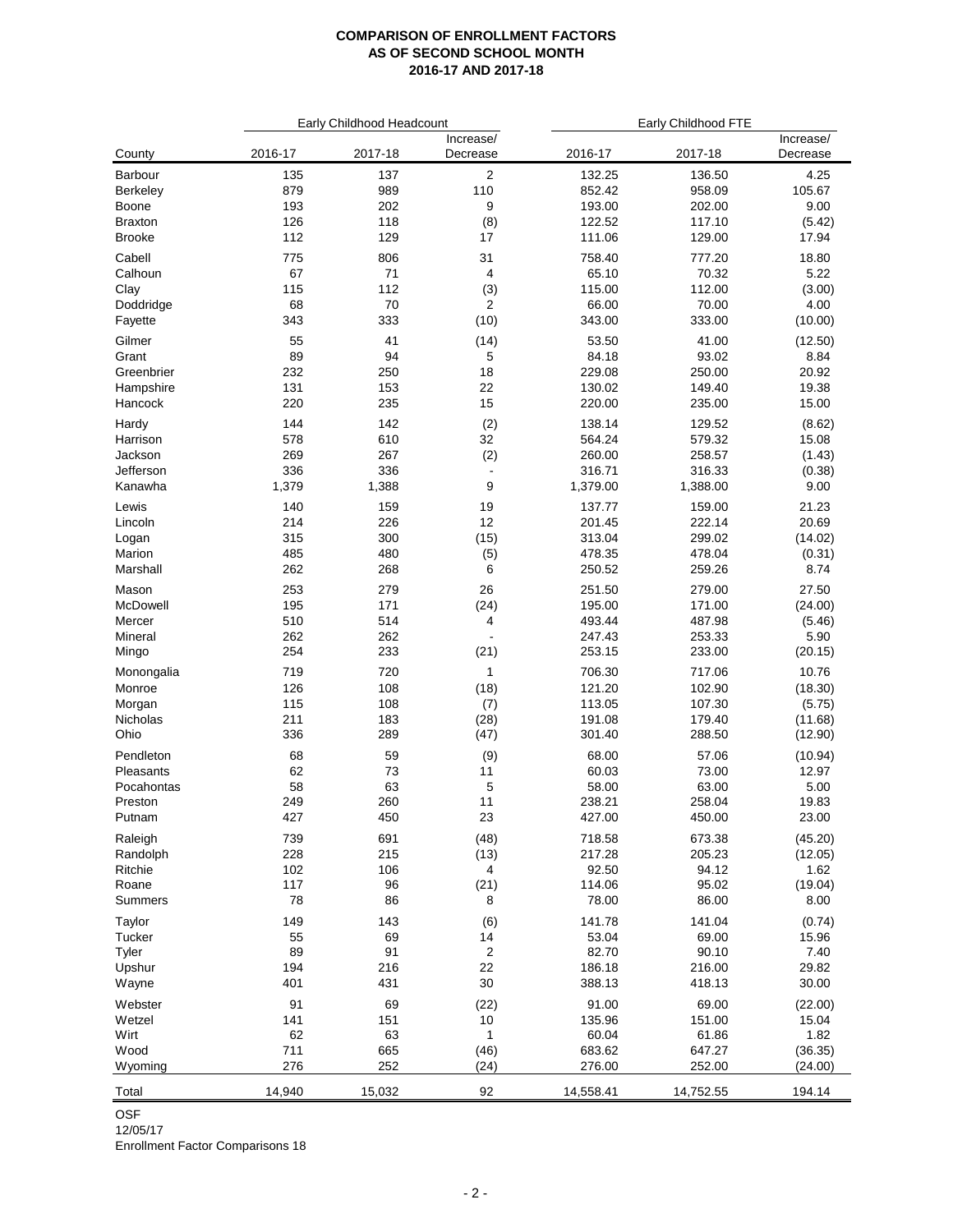**COMPARISON OF ENROLLMENT FACTORS**
**AS OF SECOND SCHOOL MONTH**
**2016-17 AND 2017-18**

| | Early Childhood Headcount | | | Early Childhood FTE | | |
|---|---|---|---|---|---|---|
| County | 2016-17 | 2017-18 | Increase/ Decrease | 2016-17 | 2017-18 | Increase/ Decrease |
| Barbour | 135 | 137 | 2 | 132.25 | 136.50 | 4.25 |
| Berkeley | 879 | 989 | 110 | 852.42 | 958.09 | 105.67 |
| Boone | 193 | 202 | 9 | 193.00 | 202.00 | 9.00 |
| Braxton | 126 | 118 | (8) | 122.52 | 117.10 | (5.42) |
| Brooke | 112 | 129 | 17 | 111.06 | 129.00 | 17.94 |
| Cabell | 775 | 806 | 31 | 758.40 | 777.20 | 18.80 |
| Calhoun | 67 | 71 | 4 | 65.10 | 70.32 | 5.22 |
| Clay | 115 | 112 | (3) | 115.00 | 112.00 | (3.00) |
| Doddridge | 68 | 70 | 2 | 66.00 | 70.00 | 4.00 |
| Fayette | 343 | 333 | (10) | 343.00 | 333.00 | (10.00) |
| Gilmer | 55 | 41 | (14) | 53.50 | 41.00 | (12.50) |
| Grant | 89 | 94 | 5 | 84.18 | 93.02 | 8.84 |
| Greenbrier | 232 | 250 | 18 | 229.08 | 250.00 | 20.92 |
| Hampshire | 131 | 153 | 22 | 130.02 | 149.40 | 19.38 |
| Hancock | 220 | 235 | 15 | 220.00 | 235.00 | 15.00 |
| Hardy | 144 | 142 | (2) | 138.14 | 129.52 | (8.62) |
| Harrison | 578 | 610 | 32 | 564.24 | 579.32 | 15.08 |
| Jackson | 269 | 267 | (2) | 260.00 | 258.57 | (1.43) |
| Jefferson | 336 | 336 | - | 316.71 | 316.33 | (0.38) |
| Kanawha | 1,379 | 1,388 | 9 | 1,379.00 | 1,388.00 | 9.00 |
| Lewis | 140 | 159 | 19 | 137.77 | 159.00 | 21.23 |
| Lincoln | 214 | 226 | 12 | 201.45 | 222.14 | 20.69 |
| Logan | 315 | 300 | (15) | 313.04 | 299.02 | (14.02) |
| Marion | 485 | 480 | (5) | 478.35 | 478.04 | (0.31) |
| Marshall | 262 | 268 | 6 | 250.52 | 259.26 | 8.74 |
| Mason | 253 | 279 | 26 | 251.50 | 279.00 | 27.50 |
| McDowell | 195 | 171 | (24) | 195.00 | 171.00 | (24.00) |
| Mercer | 510 | 514 | 4 | 493.44 | 487.98 | (5.46) |
| Mineral | 262 | 262 | - | 247.43 | 253.33 | 5.90 |
| Mingo | 254 | 233 | (21) | 253.15 | 233.00 | (20.15) |
| Monongalia | 719 | 720 | 1 | 706.30 | 717.06 | 10.76 |
| Monroe | 126 | 108 | (18) | 121.20 | 102.90 | (18.30) |
| Morgan | 115 | 108 | (7) | 113.05 | 107.30 | (5.75) |
| Nicholas | 211 | 183 | (28) | 191.08 | 179.40 | (11.68) |
| Ohio | 336 | 289 | (47) | 301.40 | 288.50 | (12.90) |
| Pendleton | 68 | 59 | (9) | 68.00 | 57.06 | (10.94) |
| Pleasants | 62 | 73 | 11 | 60.03 | 73.00 | 12.97 |
| Pocahontas | 58 | 63 | 5 | 58.00 | 63.00 | 5.00 |
| Preston | 249 | 260 | 11 | 238.21 | 258.04 | 19.83 |
| Putnam | 427 | 450 | 23 | 427.00 | 450.00 | 23.00 |
| Raleigh | 739 | 691 | (48) | 718.58 | 673.38 | (45.20) |
| Randolph | 228 | 215 | (13) | 217.28 | 205.23 | (12.05) |
| Ritchie | 102 | 106 | 4 | 92.50 | 94.12 | 1.62 |
| Roane | 117 | 96 | (21) | 114.06 | 95.02 | (19.04) |
| Summers | 78 | 86 | 8 | 78.00 | 86.00 | 8.00 |
| Taylor | 149 | 143 | (6) | 141.78 | 141.04 | (0.74) |
| Tucker | 55 | 69 | 14 | 53.04 | 69.00 | 15.96 |
| Tyler | 89 | 91 | 2 | 82.70 | 90.10 | 7.40 |
| Upshur | 194 | 216 | 22 | 186.18 | 216.00 | 29.82 |
| Wayne | 401 | 431 | 30 | 388.13 | 418.13 | 30.00 |
| Webster | 91 | 69 | (22) | 91.00 | 69.00 | (22.00) |
| Wetzel | 141 | 151 | 10 | 135.96 | 151.00 | 15.04 |
| Wirt | 62 | 63 | 1 | 60.04 | 61.86 | 1.82 |
| Wood | 711 | 665 | (46) | 683.62 | 647.27 | (36.35) |
| Wyoming | 276 | 252 | (24) | 276.00 | 252.00 | (24.00) |
| Total | 14,940 | 15,032 | 92 | 14,558.41 | 14,752.55 | 194.14 |

OSF
12/05/17
Enrollment Factor Comparisons 18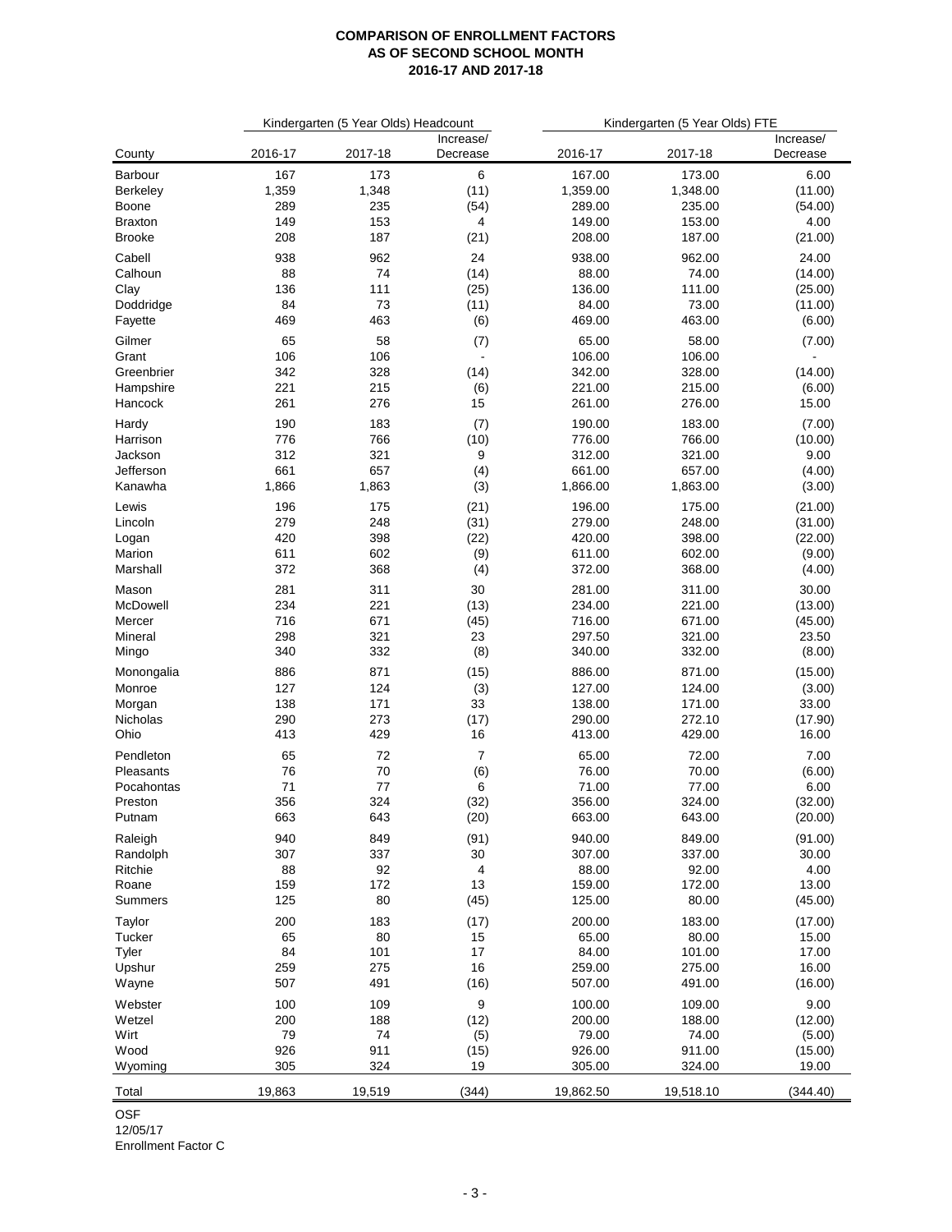**COMPARISON OF ENROLLMENT FACTORS**
**AS OF SECOND SCHOOL MONTH**
**2016-17 AND 2017-18**

| | Kindergarten (5 Year Olds) Headcount | | | Kindergarten (5 Year Olds) FTE | | |
|---|---|---|---|---|---|---|
| County | 2016-17 | 2017-18 | Increase/ Decrease | 2016-17 | 2017-18 | Increase/ Decrease |
| Barbour | 167 | 173 | 6 | 167.00 | 173.00 | 6.00 |
| Berkeley | 1,359 | 1,348 | (11) | 1,359.00 | 1,348.00 | (11.00) |
| Boone | 289 | 235 | (54) | 289.00 | 235.00 | (54.00) |
| Braxton | 149 | 153 | 4 | 149.00 | 153.00 | 4.00 |
| Brooke | 208 | 187 | (21) | 208.00 | 187.00 | (21.00) |
| Cabell | 938 | 962 | 24 | 938.00 | 962.00 | 24.00 |
| Calhoun | 88 | 74 | (14) | 88.00 | 74.00 | (14.00) |
| Clay | 136 | 111 | (25) | 136.00 | 111.00 | (25.00) |
| Doddridge | 84 | 73 | (11) | 84.00 | 73.00 | (11.00) |
| Fayette | 469 | 463 | (6) | 469.00 | 463.00 | (6.00) |
| Gilmer | 65 | 58 | (7) | 65.00 | 58.00 | (7.00) |
| Grant | 106 | 106 | - | 106.00 | 106.00 | - |
| Greenbrier | 342 | 328 | (14) | 342.00 | 328.00 | (14.00) |
| Hampshire | 221 | 215 | (6) | 221.00 | 215.00 | (6.00) |
| Hancock | 261 | 276 | 15 | 261.00 | 276.00 | 15.00 |
| Hardy | 190 | 183 | (7) | 190.00 | 183.00 | (7.00) |
| Harrison | 776 | 766 | (10) | 776.00 | 766.00 | (10.00) |
| Jackson | 312 | 321 | 9 | 312.00 | 321.00 | 9.00 |
| Jefferson | 661 | 657 | (4) | 661.00 | 657.00 | (4.00) |
| Kanawha | 1,866 | 1,863 | (3) | 1,866.00 | 1,863.00 | (3.00) |
| Lewis | 196 | 175 | (21) | 196.00 | 175.00 | (21.00) |
| Lincoln | 279 | 248 | (31) | 279.00 | 248.00 | (31.00) |
| Logan | 420 | 398 | (22) | 420.00 | 398.00 | (22.00) |
| Marion | 611 | 602 | (9) | 611.00 | 602.00 | (9.00) |
| Marshall | 372 | 368 | (4) | 372.00 | 368.00 | (4.00) |
| Mason | 281 | 311 | 30 | 281.00 | 311.00 | 30.00 |
| McDowell | 234 | 221 | (13) | 234.00 | 221.00 | (13.00) |
| Mercer | 716 | 671 | (45) | 716.00 | 671.00 | (45.00) |
| Mineral | 298 | 321 | 23 | 297.50 | 321.00 | 23.50 |
| Mingo | 340 | 332 | (8) | 340.00 | 332.00 | (8.00) |
| Monongalia | 886 | 871 | (15) | 886.00 | 871.00 | (15.00) |
| Monroe | 127 | 124 | (3) | 127.00 | 124.00 | (3.00) |
| Morgan | 138 | 171 | 33 | 138.00 | 171.00 | 33.00 |
| Nicholas | 290 | 273 | (17) | 290.00 | 272.10 | (17.90) |
| Ohio | 413 | 429 | 16 | 413.00 | 429.00 | 16.00 |
| Pendleton | 65 | 72 | 7 | 65.00 | 72.00 | 7.00 |
| Pleasants | 76 | 70 | (6) | 76.00 | 70.00 | (6.00) |
| Pocahontas | 71 | 77 | 6 | 71.00 | 77.00 | 6.00 |
| Preston | 356 | 324 | (32) | 356.00 | 324.00 | (32.00) |
| Putnam | 663 | 643 | (20) | 663.00 | 643.00 | (20.00) |
| Raleigh | 940 | 849 | (91) | 940.00 | 849.00 | (91.00) |
| Randolph | 307 | 337 | 30 | 307.00 | 337.00 | 30.00 |
| Ritchie | 88 | 92 | 4 | 88.00 | 92.00 | 4.00 |
| Roane | 159 | 172 | 13 | 159.00 | 172.00 | 13.00 |
| Summers | 125 | 80 | (45) | 125.00 | 80.00 | (45.00) |
| Taylor | 200 | 183 | (17) | 200.00 | 183.00 | (17.00) |
| Tucker | 65 | 80 | 15 | 65.00 | 80.00 | 15.00 |
| Tyler | 84 | 101 | 17 | 84.00 | 101.00 | 17.00 |
| Upshur | 259 | 275 | 16 | 259.00 | 275.00 | 16.00 |
| Wayne | 507 | 491 | (16) | 507.00 | 491.00 | (16.00) |
| Webster | 100 | 109 | 9 | 100.00 | 109.00 | 9.00 |
| Wetzel | 200 | 188 | (12) | 200.00 | 188.00 | (12.00) |
| Wirt | 79 | 74 | (5) | 79.00 | 74.00 | (5.00) |
| Wood | 926 | 911 | (15) | 926.00 | 911.00 | (15.00) |
| Wyoming | 305 | 324 | 19 | 305.00 | 324.00 | 19.00 |
| Total | 19,863 | 19,519 | (344) | 19,862.50 | 19,518.10 | (344.40) |

OSF
12/05/17
Enrollment Factor C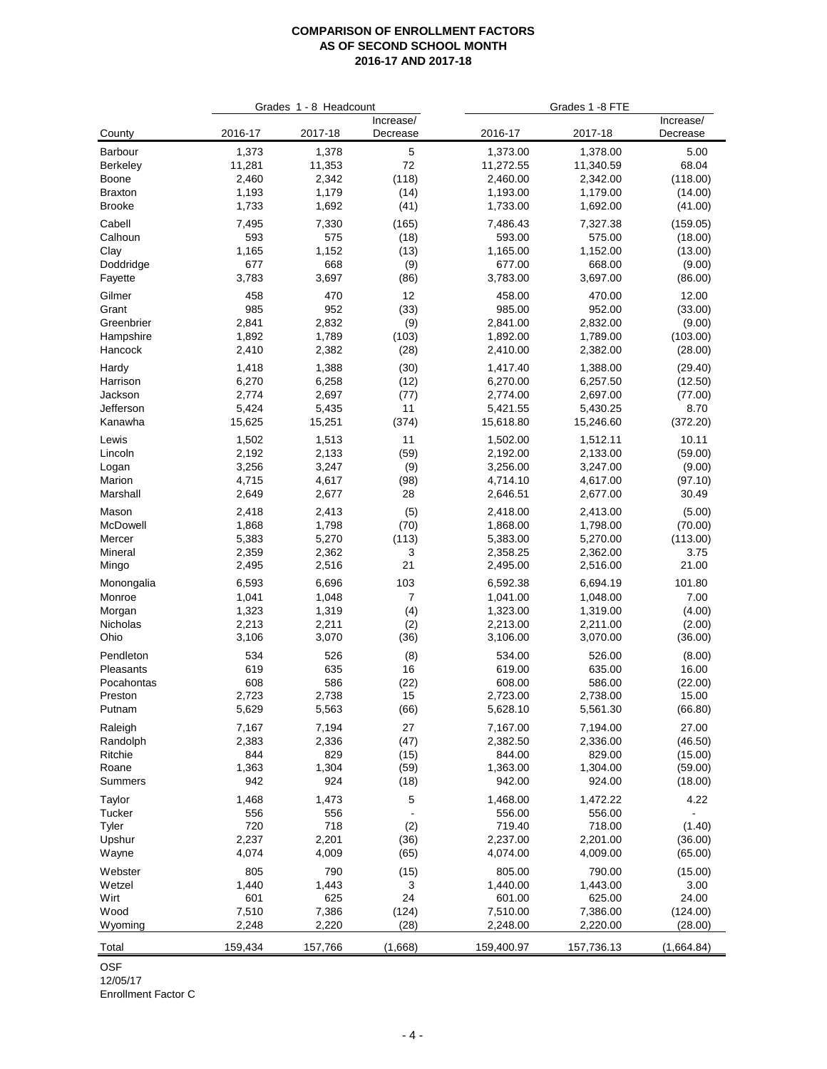**COMPARISON OF ENROLLMENT FACTORS**
**AS OF SECOND SCHOOL MONTH**
**2016-17 AND 2017-18**

| | Grades 1 - 8 Headcount | | | Grades 1 -8 FTE | | |
|---|---|---|---|---|---|---|
| County | 2016-17 | 2017-18 | Increase/ Decrease | 2016-17 | 2017-18 | Increase/ Decrease |
| Barbour | 1,373 | 1,378 | 5 | 1,373.00 | 1,378.00 | 5.00 |
| Berkeley | 11,281 | 11,353 | 72 | 11,272.55 | 11,340.59 | 68.04 |
| Boone | 2,460 | 2,342 | (118) | 2,460.00 | 2,342.00 | (118.00) |
| Braxton | 1,193 | 1,179 | (14) | 1,193.00 | 1,179.00 | (14.00) |
| Brooke | 1,733 | 1,692 | (41) | 1,733.00 | 1,692.00 | (41.00) |
| Cabell | 7,495 | 7,330 | (165) | 7,486.43 | 7,327.38 | (159.05) |
| Calhoun | 593 | 575 | (18) | 593.00 | 575.00 | (18.00) |
| Clay | 1,165 | 1,152 | (13) | 1,165.00 | 1,152.00 | (13.00) |
| Doddridge | 677 | 668 | (9) | 677.00 | 668.00 | (9.00) |
| Fayette | 3,783 | 3,697 | (86) | 3,783.00 | 3,697.00 | (86.00) |
| Gilmer | 458 | 470 | 12 | 458.00 | 470.00 | 12.00 |
| Grant | 985 | 952 | (33) | 985.00 | 952.00 | (33.00) |
| Greenbrier | 2,841 | 2,832 | (9) | 2,841.00 | 2,832.00 | (9.00) |
| Hampshire | 1,892 | 1,789 | (103) | 1,892.00 | 1,789.00 | (103.00) |
| Hancock | 2,410 | 2,382 | (28) | 2,410.00 | 2,382.00 | (28.00) |
| Hardy | 1,418 | 1,388 | (30) | 1,417.40 | 1,388.00 | (29.40) |
| Harrison | 6,270 | 6,258 | (12) | 6,270.00 | 6,257.50 | (12.50) |
| Jackson | 2,774 | 2,697 | (77) | 2,774.00 | 2,697.00 | (77.00) |
| Jefferson | 5,424 | 5,435 | 11 | 5,421.55 | 5,430.25 | 8.70 |
| Kanawha | 15,625 | 15,251 | (374) | 15,618.80 | 15,246.60 | (372.20) |
| Lewis | 1,502 | 1,513 | 11 | 1,502.00 | 1,512.11 | 10.11 |
| Lincoln | 2,192 | 2,133 | (59) | 2,192.00 | 2,133.00 | (59.00) |
| Logan | 3,256 | 3,247 | (9) | 3,256.00 | 3,247.00 | (9.00) |
| Marion | 4,715 | 4,617 | (98) | 4,714.10 | 4,617.00 | (97.10) |
| Marshall | 2,649 | 2,677 | 28 | 2,646.51 | 2,677.00 | 30.49 |
| Mason | 2,418 | 2,413 | (5) | 2,418.00 | 2,413.00 | (5.00) |
| McDowell | 1,868 | 1,798 | (70) | 1,868.00 | 1,798.00 | (70.00) |
| Mercer | 5,383 | 5,270 | (113) | 5,383.00 | 5,270.00 | (113.00) |
| Mineral | 2,359 | 2,362 | 3 | 2,358.25 | 2,362.00 | 3.75 |
| Mingo | 2,495 | 2,516 | 21 | 2,495.00 | 2,516.00 | 21.00 |
| Monongalia | 6,593 | 6,696 | 103 | 6,592.38 | 6,694.19 | 101.80 |
| Monroe | 1,041 | 1,048 | 7 | 1,041.00 | 1,048.00 | 7.00 |
| Morgan | 1,323 | 1,319 | (4) | 1,323.00 | 1,319.00 | (4.00) |
| Nicholas | 2,213 | 2,211 | (2) | 2,213.00 | 2,211.00 | (2.00) |
| Ohio | 3,106 | 3,070 | (36) | 3,106.00 | 3,070.00 | (36.00) |
| Pendleton | 534 | 526 | (8) | 534.00 | 526.00 | (8.00) |
| Pleasants | 619 | 635 | 16 | 619.00 | 635.00 | 16.00 |
| Pocahontas | 608 | 586 | (22) | 608.00 | 586.00 | (22.00) |
| Preston | 2,723 | 2,738 | 15 | 2,723.00 | 2,738.00 | 15.00 |
| Putnam | 5,629 | 5,563 | (66) | 5,628.10 | 5,561.30 | (66.80) |
| Raleigh | 7,167 | 7,194 | 27 | 7,167.00 | 7,194.00 | 27.00 |
| Randolph | 2,383 | 2,336 | (47) | 2,382.50 | 2,336.00 | (46.50) |
| Ritchie | 844 | 829 | (15) | 844.00 | 829.00 | (15.00) |
| Roane | 1,363 | 1,304 | (59) | 1,363.00 | 1,304.00 | (59.00) |
| Summers | 942 | 924 | (18) | 942.00 | 924.00 | (18.00) |
| Taylor | 1,468 | 1,473 | 5 | 1,468.00 | 1,472.22 | 4.22 |
| Tucker | 556 | 556 | - | 556.00 | 556.00 | - |
| Tyler | 720 | 718 | (2) | 719.40 | 718.00 | (1.40) |
| Upshur | 2,237 | 2,201 | (36) | 2,237.00 | 2,201.00 | (36.00) |
| Wayne | 4,074 | 4,009 | (65) | 4,074.00 | 4,009.00 | (65.00) |
| Webster | 805 | 790 | (15) | 805.00 | 790.00 | (15.00) |
| Wetzel | 1,440 | 1,443 | 3 | 1,440.00 | 1,443.00 | 3.00 |
| Wirt | 601 | 625 | 24 | 601.00 | 625.00 | 24.00 |
| Wood | 7,510 | 7,386 | (124) | 7,510.00 | 7,386.00 | (124.00) |
| Wyoming | 2,248 | 2,220 | (28) | 2,248.00 | 2,220.00 | (28.00) |
| Total | 159,434 | 157,766 | (1,668) | 159,400.97 | 157,736.13 | (1,664.84) |

OSF
12/05/17
Enrollment Factor C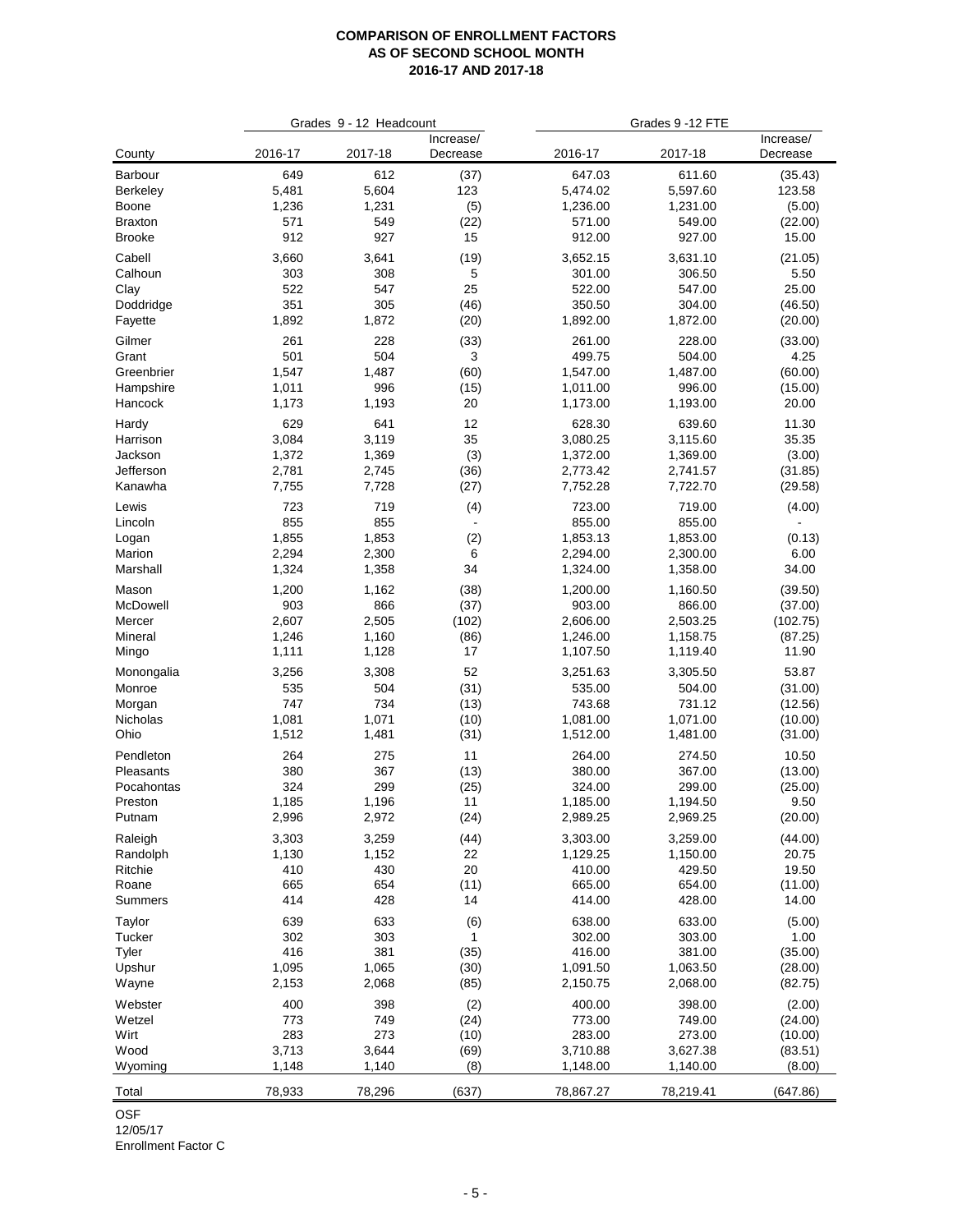# COMPARISON OF ENROLLMENT FACTORS
## AS OF SECOND SCHOOL MONTH
## 2016-17 AND 2017-18

| | Grades 9 - 12 Headcount | | | Grades 9 -12 FTE | | |
|---|---|---|---|---|---|---|
| County | 2016-17 | 2017-18 | Increase/ Decrease | 2016-17 | 2017-18 | Increase/ Decrease |
| Barbour | 649 | 612 | (37) | 647.03 | 611.60 | (35.43) |
| Berkeley | 5,481 | 5,604 | 123 | 5,474.02 | 5,597.60 | 123.58 |
| Boone | 1,236 | 1,231 | (5) | 1,236.00 | 1,231.00 | (5.00) |
| Braxton | 571 | 549 | (22) | 571.00 | 549.00 | (22.00) |
| Brooke | 912 | 927 | 15 | 912.00 | 927.00 | 15.00 |
| Cabell | 3,660 | 3,641 | (19) | 3,652.15 | 3,631.10 | (21.05) |
| Calhoun | 303 | 308 | 5 | 301.00 | 306.50 | 5.50 |
| Clay | 522 | 547 | 25 | 522.00 | 547.00 | 25.00 |
| Doddridge | 351 | 305 | (46) | 350.50 | 304.00 | (46.50) |
| Fayette | 1,892 | 1,872 | (20) | 1,892.00 | 1,872.00 | (20.00) |
| Gilmer | 261 | 228 | (33) | 261.00 | 228.00 | (33.00) |
| Grant | 501 | 504 | 3 | 499.75 | 504.00 | 4.25 |
| Greenbrier | 1,547 | 1,487 | (60) | 1,547.00 | 1,487.00 | (60.00) |
| Hampshire | 1,011 | 996 | (15) | 1,011.00 | 996.00 | (15.00) |
| Hancock | 1,173 | 1,193 | 20 | 1,173.00 | 1,193.00 | 20.00 |
| Hardy | 629 | 641 | 12 | 628.30 | 639.60 | 11.30 |
| Harrison | 3,084 | 3,119 | 35 | 3,080.25 | 3,115.60 | 35.35 |
| Jackson | 1,372 | 1,369 | (3) | 1,372.00 | 1,369.00 | (3.00) |
| Jefferson | 2,781 | 2,745 | (36) | 2,773.42 | 2,741.57 | (31.85) |
| Kanawha | 7,755 | 7,728 | (27) | 7,752.28 | 7,722.70 | (29.58) |
| Lewis | 723 | 719 | (4) | 723.00 | 719.00 | (4.00) |
| Lincoln | 855 | 855 | - | 855.00 | 855.00 | - |
| Logan | 1,855 | 1,853 | (2) | 1,853.13 | 1,853.00 | (0.13) |
| Marion | 2,294 | 2,300 | 6 | 2,294.00 | 2,300.00 | 6.00 |
| Marshall | 1,324 | 1,358 | 34 | 1,324.00 | 1,358.00 | 34.00 |
| Mason | 1,200 | 1,162 | (38) | 1,200.00 | 1,160.50 | (39.50) |
| McDowell | 903 | 866 | (37) | 903.00 | 866.00 | (37.00) |
| Mercer | 2,607 | 2,505 | (102) | 2,606.00 | 2,503.25 | (102.75) |
| Mineral | 1,246 | 1,160 | (86) | 1,246.00 | 1,158.75 | (87.25) |
| Mingo | 1,111 | 1,128 | 17 | 1,107.50 | 1,119.40 | 11.90 |
| Monongalia | 3,256 | 3,308 | 52 | 3,251.63 | 3,305.50 | 53.87 |
| Monroe | 535 | 504 | (31) | 535.00 | 504.00 | (31.00) |
| Morgan | 747 | 734 | (13) | 743.68 | 731.12 | (12.56) |
| Nicholas | 1,081 | 1,071 | (10) | 1,081.00 | 1,071.00 | (10.00) |
| Ohio | 1,512 | 1,481 | (31) | 1,512.00 | 1,481.00 | (31.00) |
| Pendleton | 264 | 275 | 11 | 264.00 | 274.50 | 10.50 |
| Pleasants | 380 | 367 | (13) | 380.00 | 367.00 | (13.00) |
| Pocahontas | 324 | 299 | (25) | 324.00 | 299.00 | (25.00) |
| Preston | 1,185 | 1,196 | 11 | 1,185.00 | 1,194.50 | 9.50 |
| Putnam | 2,996 | 2,972 | (24) | 2,989.25 | 2,969.25 | (20.00) |
| Raleigh | 3,303 | 3,259 | (44) | 3,303.00 | 3,259.00 | (44.00) |
| Randolph | 1,130 | 1,152 | 22 | 1,129.25 | 1,150.00 | 20.75 |
| Ritchie | 410 | 430 | 20 | 410.00 | 429.50 | 19.50 |
| Roane | 665 | 654 | (11) | 665.00 | 654.00 | (11.00) |
| Summers | 414 | 428 | 14 | 414.00 | 428.00 | 14.00 |
| Taylor | 639 | 633 | (6) | 638.00 | 633.00 | (5.00) |
| Tucker | 302 | 303 | 1 | 302.00 | 303.00 | 1.00 |
| Tyler | 416 | 381 | (35) | 416.00 | 381.00 | (35.00) |
| Upshur | 1,095 | 1,065 | (30) | 1,091.50 | 1,063.50 | (28.00) |
| Wayne | 2,153 | 2,068 | (85) | 2,150.75 | 2,068.00 | (82.75) |
| Webster | 400 | 398 | (2) | 400.00 | 398.00 | (2.00) |
| Wetzel | 773 | 749 | (24) | 773.00 | 749.00 | (24.00) |
| Wirt | 283 | 273 | (10) | 283.00 | 273.00 | (10.00) |
| Wood | 3,713 | 3,644 | (69) | 3,710.88 | 3,627.38 | (83.51) |
| Wyoming | 1,148 | 1,140 | (8) | 1,148.00 | 1,140.00 | (8.00) |
| Total | 78,933 | 78,296 | (637) | 78,867.27 | 78,219.41 | (647.86) |

OSF
12/05/17
Enrollment Factor C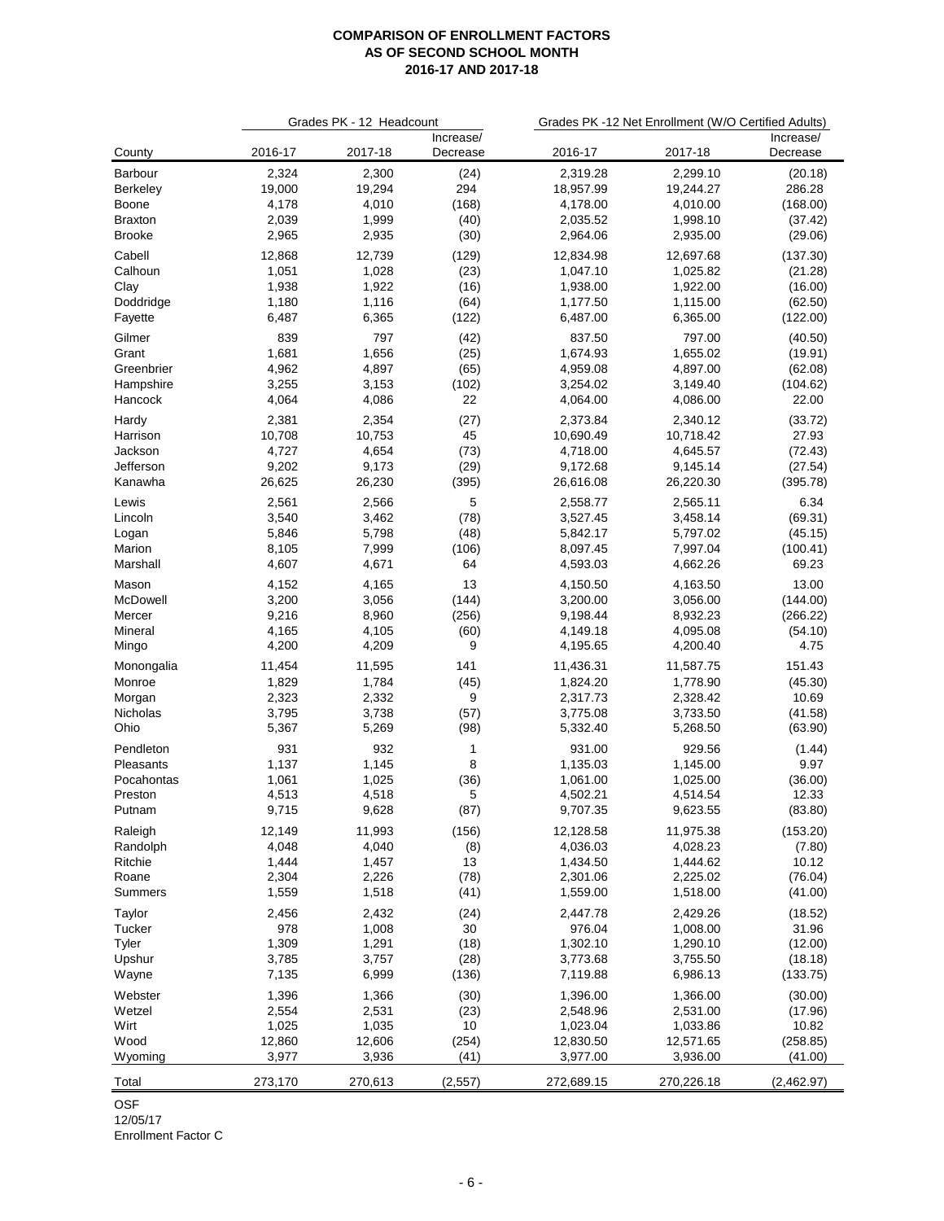**COMPARISON OF ENROLLMENT FACTORS**
**AS OF SECOND SCHOOL MONTH**
**2016-17 AND 2017-18**

| | Grades PK - 12 Headcount | | | Grades PK -12 Net Enrollment (W/O Certified Adults) | | |
|---|---|---|---|---|---|---|
| County | 2016-17 | 2017-18 | Increase/ Decrease | 2016-17 | 2017-18 | Increase/ Decrease |
| Barbour | 2,324 | 2,300 | (24) | 2,319.28 | 2,299.10 | (20.18) |
| Berkeley | 19,000 | 19,294 | 294 | 18,957.99 | 19,244.27 | 286.28 |
| Boone | 4,178 | 4,010 | (168) | 4,178.00 | 4,010.00 | (168.00) |
| Braxton | 2,039 | 1,999 | (40) | 2,035.52 | 1,998.10 | (37.42) |
| Brooke | 2,965 | 2,935 | (30) | 2,964.06 | 2,935.00 | (29.06) |
| Cabell | 12,868 | 12,739 | (129) | 12,834.98 | 12,697.68 | (137.30) |
| Calhoun | 1,051 | 1,028 | (23) | 1,047.10 | 1,025.82 | (21.28) |
| Clay | 1,938 | 1,922 | (16) | 1,938.00 | 1,922.00 | (16.00) |
| Doddridge | 1,180 | 1,116 | (64) | 1,177.50 | 1,115.00 | (62.50) |
| Fayette | 6,487 | 6,365 | (122) | 6,487.00 | 6,365.00 | (122.00) |
| Gilmer | 839 | 797 | (42) | 837.50 | 797.00 | (40.50) |
| Grant | 1,681 | 1,656 | (25) | 1,674.93 | 1,655.02 | (19.91) |
| Greenbrier | 4,962 | 4,897 | (65) | 4,959.08 | 4,897.00 | (62.08) |
| Hampshire | 3,255 | 3,153 | (102) | 3,254.02 | 3,149.40 | (104.62) |
| Hancock | 4,064 | 4,086 | 22 | 4,064.00 | 4,086.00 | 22.00 |
| Hardy | 2,381 | 2,354 | (27) | 2,373.84 | 2,340.12 | (33.72) |
| Harrison | 10,708 | 10,753 | 45 | 10,690.49 | 10,718.42 | 27.93 |
| Jackson | 4,727 | 4,654 | (73) | 4,718.00 | 4,645.57 | (72.43) |
| Jefferson | 9,202 | 9,173 | (29) | 9,172.68 | 9,145.14 | (27.54) |
| Kanawha | 26,625 | 26,230 | (395) | 26,616.08 | 26,220.30 | (395.78) |
| Lewis | 2,561 | 2,566 | 5 | 2,558.77 | 2,565.11 | 6.34 |
| Lincoln | 3,540 | 3,462 | (78) | 3,527.45 | 3,458.14 | (69.31) |
| Logan | 5,846 | 5,798 | (48) | 5,842.17 | 5,797.02 | (45.15) |
| Marion | 8,105 | 7,999 | (106) | 8,097.45 | 7,997.04 | (100.41) |
| Marshall | 4,607 | 4,671 | 64 | 4,593.03 | 4,662.26 | 69.23 |
| Mason | 4,152 | 4,165 | 13 | 4,150.50 | 4,163.50 | 13.00 |
| McDowell | 3,200 | 3,056 | (144) | 3,200.00 | 3,056.00 | (144.00) |
| Mercer | 9,216 | 8,960 | (256) | 9,198.44 | 8,932.23 | (266.22) |
| Mineral | 4,165 | 4,105 | (60) | 4,149.18 | 4,095.08 | (54.10) |
| Mingo | 4,200 | 4,209 | 9 | 4,195.65 | 4,200.40 | 4.75 |
| Monongalia | 11,454 | 11,595 | 141 | 11,436.31 | 11,587.75 | 151.43 |
| Monroe | 1,829 | 1,784 | (45) | 1,824.20 | 1,778.90 | (45.30) |
| Morgan | 2,323 | 2,332 | 9 | 2,317.73 | 2,328.42 | 10.69 |
| Nicholas | 3,795 | 3,738 | (57) | 3,775.08 | 3,733.50 | (41.58) |
| Ohio | 5,367 | 5,269 | (98) | 5,332.40 | 5,268.50 | (63.90) |
| Pendleton | 931 | 932 | 1 | 931.00 | 929.56 | (1.44) |
| Pleasants | 1,137 | 1,145 | 8 | 1,135.03 | 1,145.00 | 9.97 |
| Pocahontas | 1,061 | 1,025 | (36) | 1,061.00 | 1,025.00 | (36.00) |
| Preston | 4,513 | 4,518 | 5 | 4,502.21 | 4,514.54 | 12.33 |
| Putnam | 9,715 | 9,628 | (87) | 9,707.35 | 9,623.55 | (83.80) |
| Raleigh | 12,149 | 11,993 | (156) | 12,128.58 | 11,975.38 | (153.20) |
| Randolph | 4,048 | 4,040 | (8) | 4,036.03 | 4,028.23 | (7.80) |
| Ritchie | 1,444 | 1,457 | 13 | 1,434.50 | 1,444.62 | 10.12 |
| Roane | 2,304 | 2,226 | (78) | 2,301.06 | 2,225.02 | (76.04) |
| Summers | 1,559 | 1,518 | (41) | 1,559.00 | 1,518.00 | (41.00) |
| Taylor | 2,456 | 2,432 | (24) | 2,447.78 | 2,429.26 | (18.52) |
| Tucker | 978 | 1,008 | 30 | 976.04 | 1,008.00 | 31.96 |
| Tyler | 1,309 | 1,291 | (18) | 1,302.10 | 1,290.10 | (12.00) |
| Upshur | 3,785 | 3,757 | (28) | 3,773.68 | 3,755.50 | (18.18) |
| Wayne | 7,135 | 6,999 | (136) | 7,119.88 | 6,986.13 | (133.75) |
| Webster | 1,396 | 1,366 | (30) | 1,396.00 | 1,366.00 | (30.00) |
| Wetzel | 2,554 | 2,531 | (23) | 2,548.96 | 2,531.00 | (17.96) |
| Wirt | 1,025 | 1,035 | 10 | 1,023.04 | 1,033.86 | 10.82 |
| Wood | 12,860 | 12,606 | (254) | 12,830.50 | 12,571.65 | (258.85) |
| Wyoming | 3,977 | 3,936 | (41) | 3,977.00 | 3,936.00 | (41.00) |
| Total | 273,170 | 270,613 | (2,557) | 272,689.15 | 270,226.18 | (2,462.97) |

OSF
12/05/17
Enrollment Factor C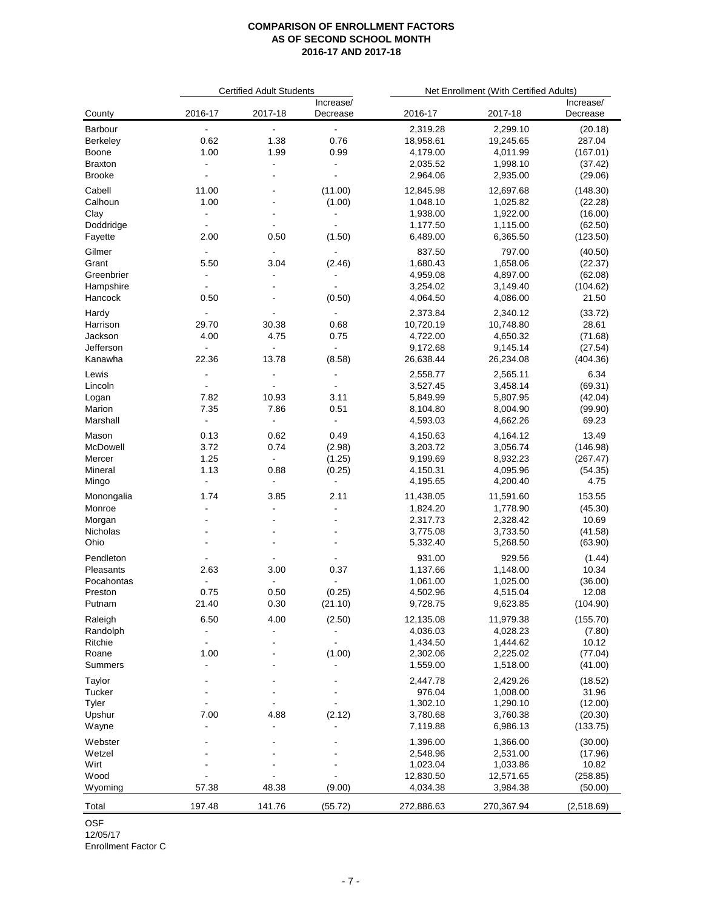# COMPARISON OF ENROLLMENT FACTORS AS OF SECOND SCHOOL MONTH 2016-17 AND 2017-18

| County | Certified Adult Students 2016-17 | Certified Adult Students 2017-18 | Certified Adult Students Increase/ Decrease | Net Enrollment (With Certified Adults) 2016-17 | Net Enrollment (With Certified Adults) 2017-18 | Net Enrollment (With Certified Adults) Increase/ Decrease |
|---|---|---|---|---|---|---|
| Barbour | - | - | - | 2,319.28 | 2,299.10 | (20.18) |
| Berkeley | 0.62 | 1.38 | 0.76 | 18,958.61 | 19,245.65 | 287.04 |
| Boone | 1.00 | 1.99 | 0.99 | 4,179.00 | 4,011.99 | (167.01) |
| Braxton | - | - | - | 2,035.52 | 1,998.10 | (37.42) |
| Brooke | - | - | - | 2,964.06 | 2,935.00 | (29.06) |
| Cabell | 11.00 | - | (11.00) | 12,845.98 | 12,697.68 | (148.30) |
| Calhoun | 1.00 | - | (1.00) | 1,048.10 | 1,025.82 | (22.28) |
| Clay | - | - | - | 1,938.00 | 1,922.00 | (16.00) |
| Doddridge | - | - | - | 1,177.50 | 1,115.00 | (62.50) |
| Fayette | 2.00 | 0.50 | (1.50) | 6,489.00 | 6,365.50 | (123.50) |
| Gilmer | - | - | - | 837.50 | 797.00 | (40.50) |
| Grant | 5.50 | 3.04 | (2.46) | 1,680.43 | 1,658.06 | (22.37) |
| Greenbrier | - | - | - | 4,959.08 | 4,897.00 | (62.08) |
| Hampshire | - | - | - | 3,254.02 | 3,149.40 | (104.62) |
| Hancock | 0.50 | - | (0.50) | 4,064.50 | 4,086.00 | 21.50 |
| Hardy | - | - | - | 2,373.84 | 2,340.12 | (33.72) |
| Harrison | 29.70 | 30.38 | 0.68 | 10,720.19 | 10,748.80 | 28.61 |
| Jackson | 4.00 | 4.75 | 0.75 | 4,722.00 | 4,650.32 | (71.68) |
| Jefferson | - | - | - | 9,172.68 | 9,145.14 | (27.54) |
| Kanawha | 22.36 | 13.78 | (8.58) | 26,638.44 | 26,234.08 | (404.36) |
| Lewis | - | - | - | 2,558.77 | 2,565.11 | 6.34 |
| Lincoln | - | - | - | 3,527.45 | 3,458.14 | (69.31) |
| Logan | 7.82 | 10.93 | 3.11 | 5,849.99 | 5,807.95 | (42.04) |
| Marion | 7.35 | 7.86 | 0.51 | 8,104.80 | 8,004.90 | (99.90) |
| Marshall | - | - | - | 4,593.03 | 4,662.26 | 69.23 |
| Mason | 0.13 | 0.62 | 0.49 | 4,150.63 | 4,164.12 | 13.49 |
| McDowell | 3.72 | 0.74 | (2.98) | 3,203.72 | 3,056.74 | (146.98) |
| Mercer | 1.25 | - | (1.25) | 9,199.69 | 8,932.23 | (267.47) |
| Mineral | 1.13 | 0.88 | (0.25) | 4,150.31 | 4,095.96 | (54.35) |
| Mingo | - | - | - | 4,195.65 | 4,200.40 | 4.75 |
| Monongalia | 1.74 | 3.85 | 2.11 | 11,438.05 | 11,591.60 | 153.55 |
| Monroe | - | - | - | 1,824.20 | 1,778.90 | (45.30) |
| Morgan | - | - | - | 2,317.73 | 2,328.42 | 10.69 |
| Nicholas | - | - | - | 3,775.08 | 3,733.50 | (41.58) |
| Ohio | - | - | - | 5,332.40 | 5,268.50 | (63.90) |
| Pendleton | - | - | - | 931.00 | 929.56 | (1.44) |
| Pleasants | 2.63 | 3.00 | 0.37 | 1,137.66 | 1,148.00 | 10.34 |
| Pocahontas | - | - | - | 1,061.00 | 1,025.00 | (36.00) |
| Preston | 0.75 | 0.50 | (0.25) | 4,502.96 | 4,515.04 | 12.08 |
| Putnam | 21.40 | 0.30 | (21.10) | 9,728.75 | 9,623.85 | (104.90) |
| Raleigh | 6.50 | 4.00 | (2.50) | 12,135.08 | 11,979.38 | (155.70) |
| Randolph | - | - | - | 4,036.03 | 4,028.23 | (7.80) |
| Ritchie | - | - | - | 1,434.50 | 1,444.62 | 10.12 |
| Roane | 1.00 | - | (1.00) | 2,302.06 | 2,225.02 | (77.04) |
| Summers | - | - | - | 1,559.00 | 1,518.00 | (41.00) |
| Taylor | - | - | - | 2,447.78 | 2,429.26 | (18.52) |
| Tucker | - | - | - | 976.04 | 1,008.00 | 31.96 |
| Tyler | - | - | - | 1,302.10 | 1,290.10 | (12.00) |
| Upshur | 7.00 | 4.88 | (2.12) | 3,780.68 | 3,760.38 | (20.30) |
| Wayne | - | - | - | 7,119.88 | 6,986.13 | (133.75) |
| Webster | - | - | - | 1,396.00 | 1,366.00 | (30.00) |
| Wetzel | - | - | - | 2,548.96 | 2,531.00 | (17.96) |
| Wirt | - | - | - | 1,023.04 | 1,033.86 | 10.82 |
| Wood | - | - | - | 12,830.50 | 12,571.65 | (258.85) |
| Wyoming | 57.38 | 48.38 | (9.00) | 4,034.38 | 3,984.38 | (50.00) |
| Total | 197.48 | 141.76 | (55.72) | 272,886.63 | 270,367.94 | (2,518.69) |

OSF
12/05/17
Enrollment Factor C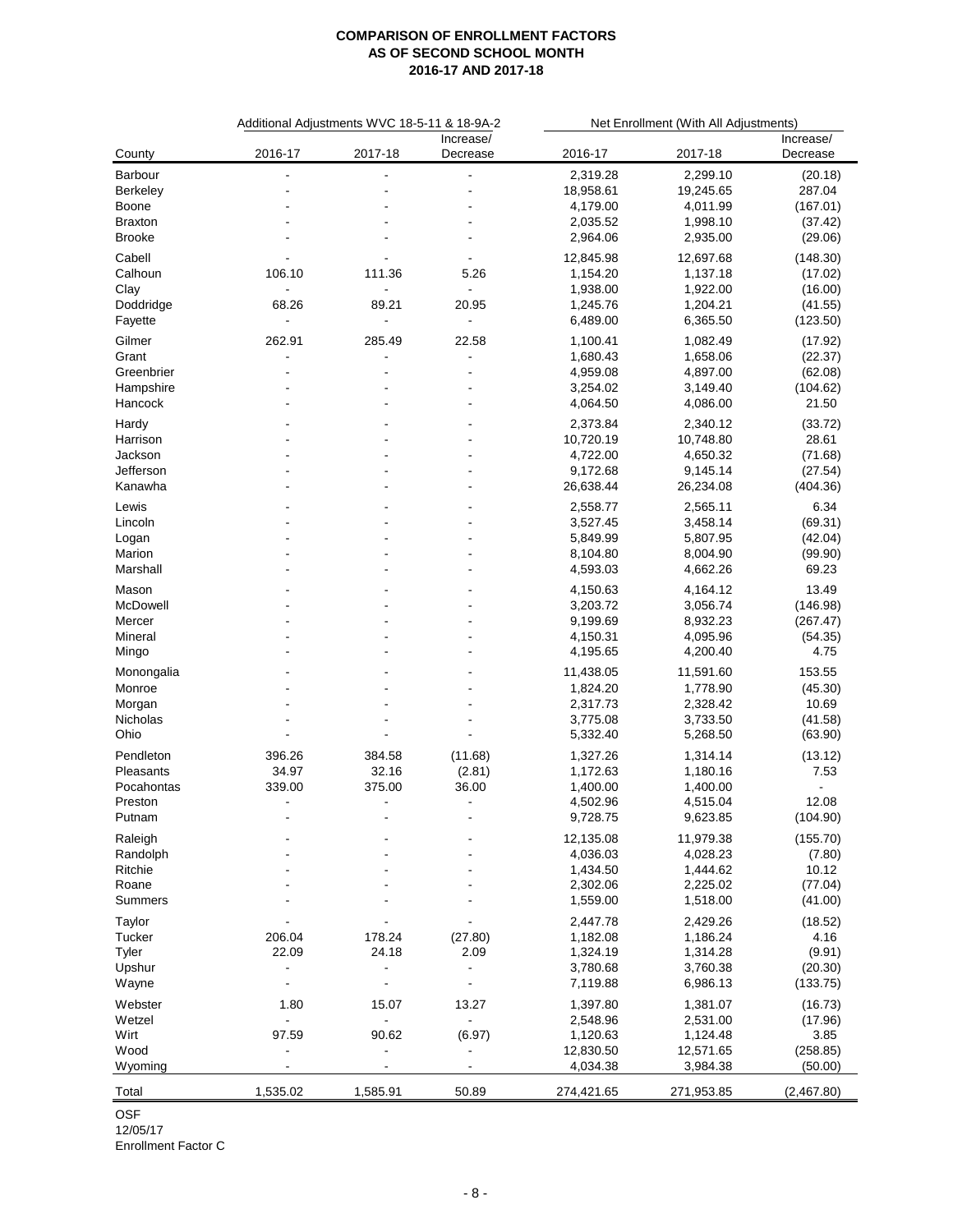**COMPARISON OF ENROLLMENT FACTORS**
**AS OF SECOND SCHOOL MONTH**
**2016-17 AND 2017-18**

| | Additional Adjustments WVC 18-5-11 & 18-9A-2 | | | Net Enrollment (With All Adjustments) | | |
|---|---|---|---|---|---|---|
| County | 2016-17 | 2017-18 | Increase/ Decrease | 2016-17 | 2017-18 | Increase/ Decrease |
| Barbour | - | - | - | 2,319.28 | 2,299.10 | (20.18) |
| Berkeley | - | - | - | 18,958.61 | 19,245.65 | 287.04 |
| Boone | - | - | - | 4,179.00 | 4,011.99 | (167.01) |
| Braxton | - | - | - | 2,035.52 | 1,998.10 | (37.42) |
| Brooke | - | - | - | 2,964.06 | 2,935.00 | (29.06) |
| Cabell | - | - | - | 12,845.98 | 12,697.68 | (148.30) |
| Calhoun | 106.10 | 111.36 | 5.26 | 1,154.20 | 1,137.18 | (17.02) |
| Clay | - | - | - | 1,938.00 | 1,922.00 | (16.00) |
| Doddridge | 68.26 | 89.21 | 20.95 | 1,245.76 | 1,204.21 | (41.55) |
| Fayette | - | - | - | 6,489.00 | 6,365.50 | (123.50) |
| Gilmer | 262.91 | 285.49 | 22.58 | 1,100.41 | 1,082.49 | (17.92) |
| Grant | - | - | - | 1,680.43 | 1,658.06 | (22.37) |
| Greenbrier | - | - | - | 4,959.08 | 4,897.00 | (62.08) |
| Hampshire | - | - | - | 3,254.02 | 3,149.40 | (104.62) |
| Hancock | - | - | - | 4,064.50 | 4,086.00 | 21.50 |
| Hardy | - | - | - | 2,373.84 | 2,340.12 | (33.72) |
| Harrison | - | - | - | 10,720.19 | 10,748.80 | 28.61 |
| Jackson | - | - | - | 4,722.00 | 4,650.32 | (71.68) |
| Jefferson | - | - | - | 9,172.68 | 9,145.14 | (27.54) |
| Kanawha | - | - | - | 26,638.44 | 26,234.08 | (404.36) |
| Lewis | - | - | - | 2,558.77 | 2,565.11 | 6.34 |
| Lincoln | - | - | - | 3,527.45 | 3,458.14 | (69.31) |
| Logan | - | - | - | 5,849.99 | 5,807.95 | (42.04) |
| Marion | - | - | - | 8,104.80 | 8,004.90 | (99.90) |
| Marshall | - | - | - | 4,593.03 | 4,662.26 | 69.23 |
| Mason | - | - | - | 4,150.63 | 4,164.12 | 13.49 |
| McDowell | - | - | - | 3,203.72 | 3,056.74 | (146.98) |
| Mercer | - | - | - | 9,199.69 | 8,932.23 | (267.47) |
| Mineral | - | - | - | 4,150.31 | 4,095.96 | (54.35) |
| Mingo | - | - | - | 4,195.65 | 4,200.40 | 4.75 |
| Monongalia | - | - | - | 11,438.05 | 11,591.60 | 153.55 |
| Monroe | - | - | - | 1,824.20 | 1,778.90 | (45.30) |
| Morgan | - | - | - | 2,317.73 | 2,328.42 | 10.69 |
| Nicholas | - | - | - | 3,775.08 | 3,733.50 | (41.58) |
| Ohio | - | - | - | 5,332.40 | 5,268.50 | (63.90) |
| Pendleton | 396.26 | 384.58 | (11.68) | 1,327.26 | 1,314.14 | (13.12) |
| Pleasants | 34.97 | 32.16 | (2.81) | 1,172.63 | 1,180.16 | 7.53 |
| Pocahontas | 339.00 | 375.00 | 36.00 | 1,400.00 | 1,400.00 | - |
| Preston | - | - | - | 4,502.96 | 4,515.04 | 12.08 |
| Putnam | - | - | - | 9,728.75 | 9,623.85 | (104.90) |
| Raleigh | - | - | - | 12,135.08 | 11,979.38 | (155.70) |
| Randolph | - | - | - | 4,036.03 | 4,028.23 | (7.80) |
| Ritchie | - | - | - | 1,434.50 | 1,444.62 | 10.12 |
| Roane | - | - | - | 2,302.06 | 2,225.02 | (77.04) |
| Summers | - | - | - | 1,559.00 | 1,518.00 | (41.00) |
| Taylor | - | - | - | 2,447.78 | 2,429.26 | (18.52) |
| Tucker | 206.04 | 178.24 | (27.80) | 1,182.08 | 1,186.24 | 4.16 |
| Tyler | 22.09 | 24.18 | 2.09 | 1,324.19 | 1,314.28 | (9.91) |
| Upshur | - | - | - | 3,780.68 | 3,760.38 | (20.30) |
| Wayne | - | - | - | 7,119.88 | 6,986.13 | (133.75) |
| Webster | 1.80 | 15.07 | 13.27 | 1,397.80 | 1,381.07 | (16.73) |
| Wetzel | - | - | - | 2,548.96 | 2,531.00 | (17.96) |
| Wirt | 97.59 | 90.62 | (6.97) | 1,120.63 | 1,124.48 | 3.85 |
| Wood | - | - | - | 12,830.50 | 12,571.65 | (258.85) |
| Wyoming | - | - | - | 4,034.38 | 3,984.38 | (50.00) |
| Total | 1,535.02 | 1,585.91 | 50.89 | 274,421.65 | 271,953.85 | (2,467.80) |

OSF
12/05/17
Enrollment Factor C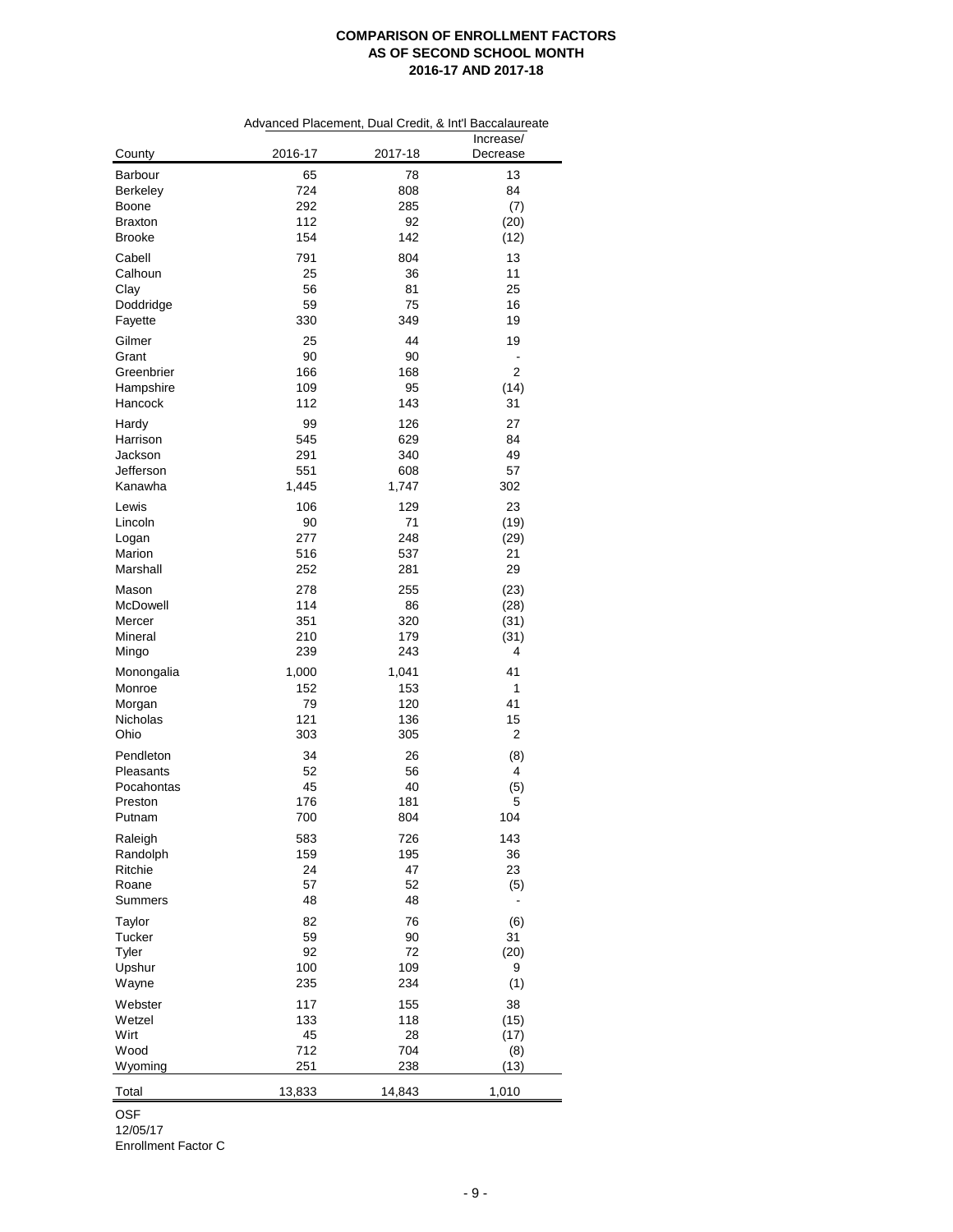**COMPARISON OF ENROLLMENT FACTORS**
**AS OF SECOND SCHOOL MONTH**
**2016-17 AND 2017-18**

| | Advanced Placement, Dual Credit, & Int'l Baccalaureate | | |
|---|---|---|---|
| County | 2016-17 | 2017-18 | Increase/ Decrease |
| Barbour | 65 | 78 | 13 |
| Berkeley | 724 | 808 | 84 |
| Boone | 292 | 285 | (7) |
| Braxton | 112 | 92 | (20) |
| Brooke | 154 | 142 | (12) |
| Cabell | 791 | 804 | 13 |
| Calhoun | 25 | 36 | 11 |
| Clay | 56 | 81 | 25 |
| Doddridge | 59 | 75 | 16 |
| Fayette | 330 | 349 | 19 |
| Gilmer | 25 | 44 | 19 |
| Grant | 90 | 90 | - |
| Greenbrier | 166 | 168 | 2 |
| Hampshire | 109 | 95 | (14) |
| Hancock | 112 | 143 | 31 |
| Hardy | 99 | 126 | 27 |
| Harrison | 545 | 629 | 84 |
| Jackson | 291 | 340 | 49 |
| Jefferson | 551 | 608 | 57 |
| Kanawha | 1,445 | 1,747 | 302 |
| Lewis | 106 | 129 | 23 |
| Lincoln | 90 | 71 | (19) |
| Logan | 277 | 248 | (29) |
| Marion | 516 | 537 | 21 |
| Marshall | 252 | 281 | 29 |
| Mason | 278 | 255 | (23) |
| McDowell | 114 | 86 | (28) |
| Mercer | 351 | 320 | (31) |
| Mineral | 210 | 179 | (31) |
| Mingo | 239 | 243 | 4 |
| Monongalia | 1,000 | 1,041 | 41 |
| Monroe | 152 | 153 | 1 |
| Morgan | 79 | 120 | 41 |
| Nicholas | 121 | 136 | 15 |
| Ohio | 303 | 305 | 2 |
| Pendleton | 34 | 26 | (8) |
| Pleasants | 52 | 56 | 4 |
| Pocahontas | 45 | 40 | (5) |
| Preston | 176 | 181 | 5 |
| Putnam | 700 | 804 | 104 |
| Raleigh | 583 | 726 | 143 |
| Randolph | 159 | 195 | 36 |
| Ritchie | 24 | 47 | 23 |
| Roane | 57 | 52 | (5) |
| Summers | 48 | 48 | - |
| Taylor | 82 | 76 | (6) |
| Tucker | 59 | 90 | 31 |
| Tyler | 92 | 72 | (20) |
| Upshur | 100 | 109 | 9 |
| Wayne | 235 | 234 | (1) |
| Webster | 117 | 155 | 38 |
| Wetzel | 133 | 118 | (15) |
| Wirt | 45 | 28 | (17) |
| Wood | 712 | 704 | (8) |
| Wyoming | 251 | 238 | (13) |
| Total | 13,833 | 14,843 | 1,010 |

OSF
12/05/17
Enrollment Factor C